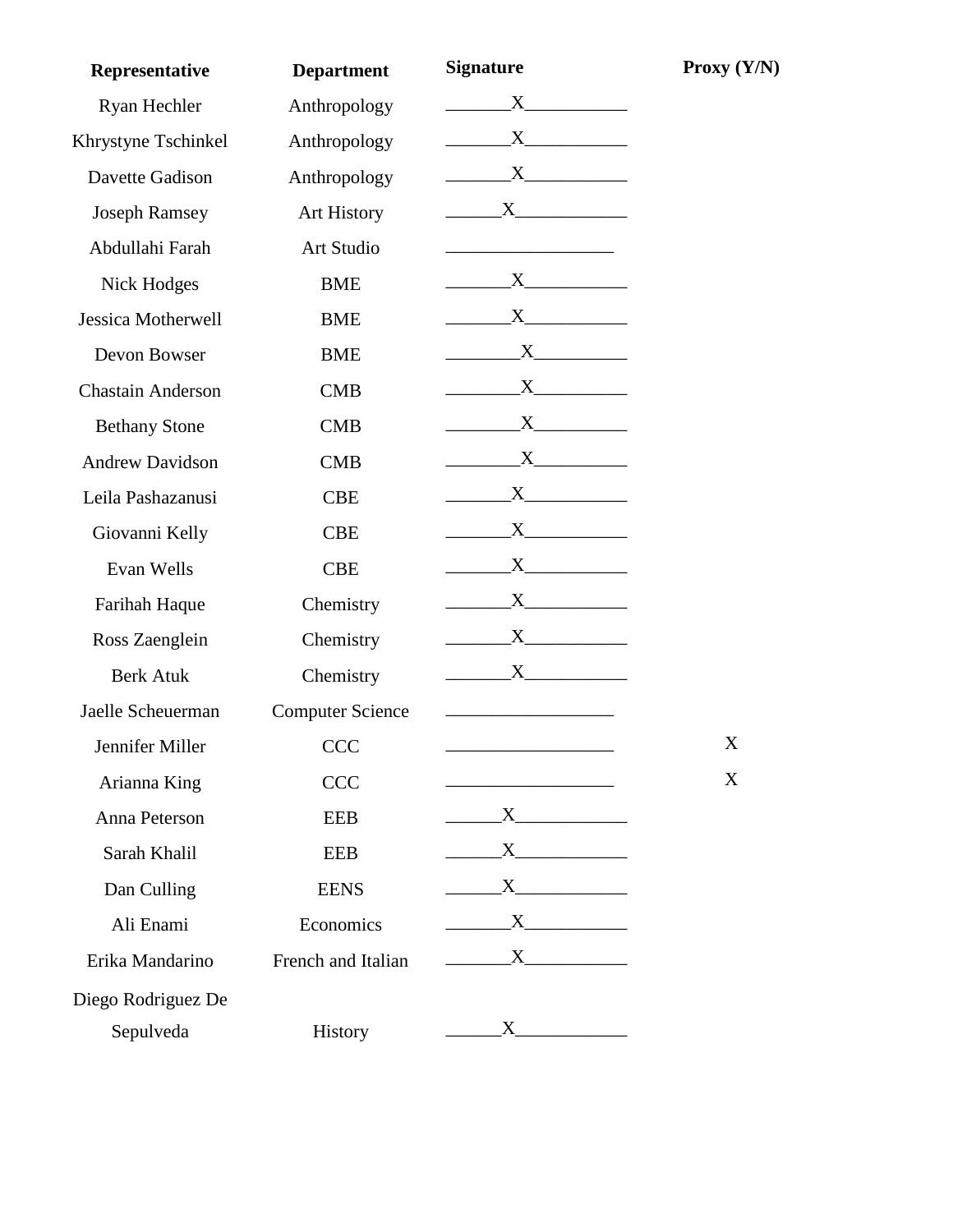| Representative | Department | Signature | Proxy (Y/N) |
|---|---|---|---|
| Ryan Hechler | Anthropology | X | |
| Khrystyne Tschinkel | Anthropology | X | |
| Davette Gadison | Anthropology | X | |
| Joseph Ramsey | Art History | X | |
| Abdullahi Farah | Art Studio | | |
| Nick Hodges | BME | X | |
| Jessica Motherwell | BME | X | |
| Devon Bowser | BME | X | |
| Chastain Anderson | CMB | X | |
| Bethany Stone | CMB | X | |
| Andrew Davidson | CMB | X | |
| Leila Pashazanusi | CBE | X | |
| Giovanni Kelly | CBE | X | |
| Evan Wells | CBE | X | |
| Farihah Haque | Chemistry | X | |
| Ross Zaenglein | Chemistry | X | |
| Berk Atuk | Chemistry | X | |
| Jaelle Scheuerman | Computer Science | | |
| Jennifer Miller | CCC | | X |
| Arianna King | CCC | | X |
| Anna Peterson | EEB | X | |
| Sarah Khalil | EEB | X | |
| Dan Culling | EENS | X | |
| Ali Enami | Economics | X | |
| Erika Mandarino | French and Italian | X | |
| Diego Rodriguez De Sepulveda | History | X | |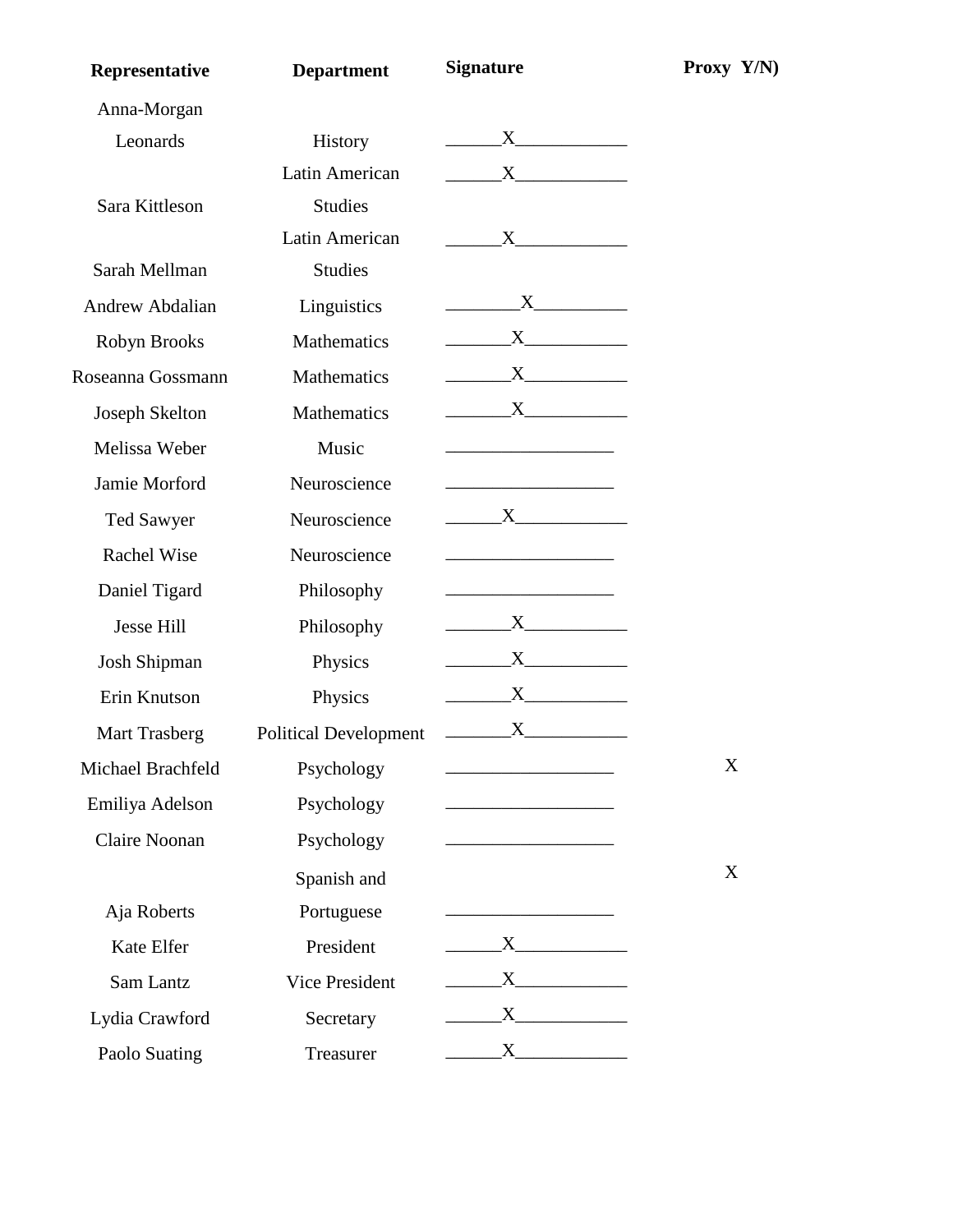| Representative | Department | Signature | Proxy Y/N) |
|---|---|---|---|
| Anna-Morgan Leonards | History | X | |
| Sara Kittleson | Latin American Studies | X | |
| Sarah Mellman | Latin American Studies | X | |
| Andrew Abdalian | Linguistics | X | |
| Robyn Brooks | Mathematics | X | |
| Roseanna Gossmann | Mathematics | X | |
| Joseph Skelton | Mathematics | X | |
| Melissa Weber | Music | | |
| Jamie Morford | Neuroscience | | |
| Ted Sawyer | Neuroscience | X | |
| Rachel Wise | Neuroscience | | |
| Daniel Tigard | Philosophy | | |
| Jesse Hill | Philosophy | X | |
| Josh Shipman | Physics | X | |
| Erin Knutson | Physics | X | |
| Mart Trasberg | Political Development | X | |
| Michael Brachfeld | Psychology | | X |
| Emiliya Adelson | Psychology | | |
| Claire Noonan | Psychology | | |
| Aja Roberts | Spanish and Portuguese | | X |
| Kate Elfer | President | X | |
| Sam Lantz | Vice President | X | |
| Lydia Crawford | Secretary | X | |
| Paolo Suating | Treasurer | X | |